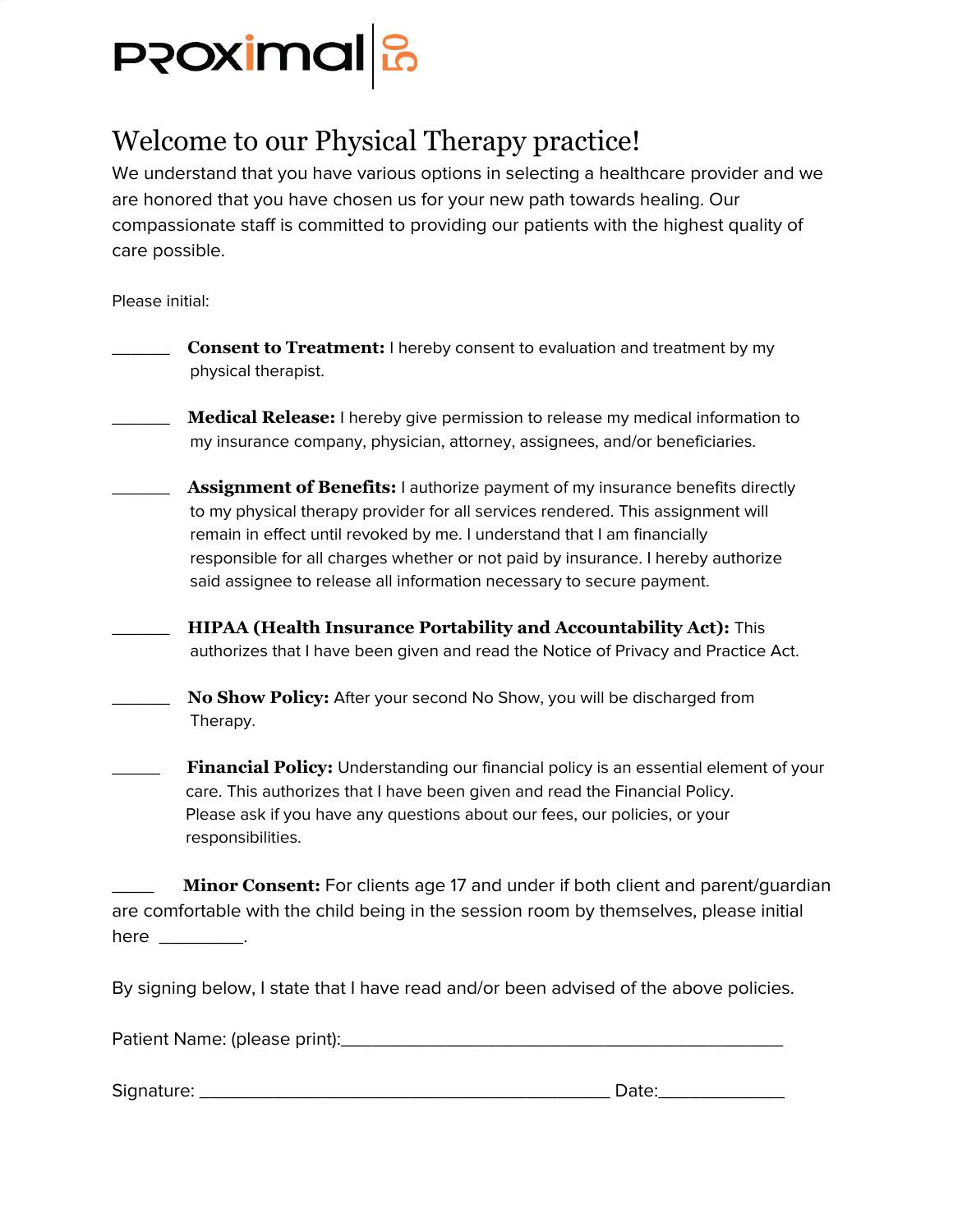# Welcome to our Physical Therapy practice!

We understand that you have various options in selecting a healthcare provider and we are honored that you have chosen us for your new path towards healing. Our compassionate staff is committed to providing our patients with the highest quality of care possible.

Please initial:

______ **Consent to Treatment:** I hereby consent to evaluation and treatment by my physical therapist.

______ **Medical Release:** I hereby give permission to release my medical information to my insurance company, physician, attorney, assignees, and/or beneficiaries.

______ **Assignment of Benefits:** I authorize payment of my insurance benefits directly to my physical therapy provider for all services rendered. This assignment will remain in effect until revoked by me. I understand that I am financially responsible for all charges whether or not paid by insurance. I hereby authorize said assignee to release all information necessary to secure payment.

______ **HIPAA (Health Insurance Portability and Accountability Act):** This authorizes that I have been given and read the Notice of Privacy and Practice Act.

______ **No Show Policy:** After your second No Show, you will be discharged from Therapy.

_____ **Financial Policy:** Understanding our financial policy is an essential element of your care. This authorizes that I have been given and read the Financial Policy. Please ask if you have any questions about our fees, our policies, or your responsibilities.

____ **Minor Consent:** For clients age 17 and under if both client and parent/guardian are comfortable with the child being in the session room by themselves, please initial here _________.

By signing below, I state that I have read and/or been advised of the above policies.

Patient Name: (please print):_______________________________________________

Signature: ____________________________________________ Date:_____________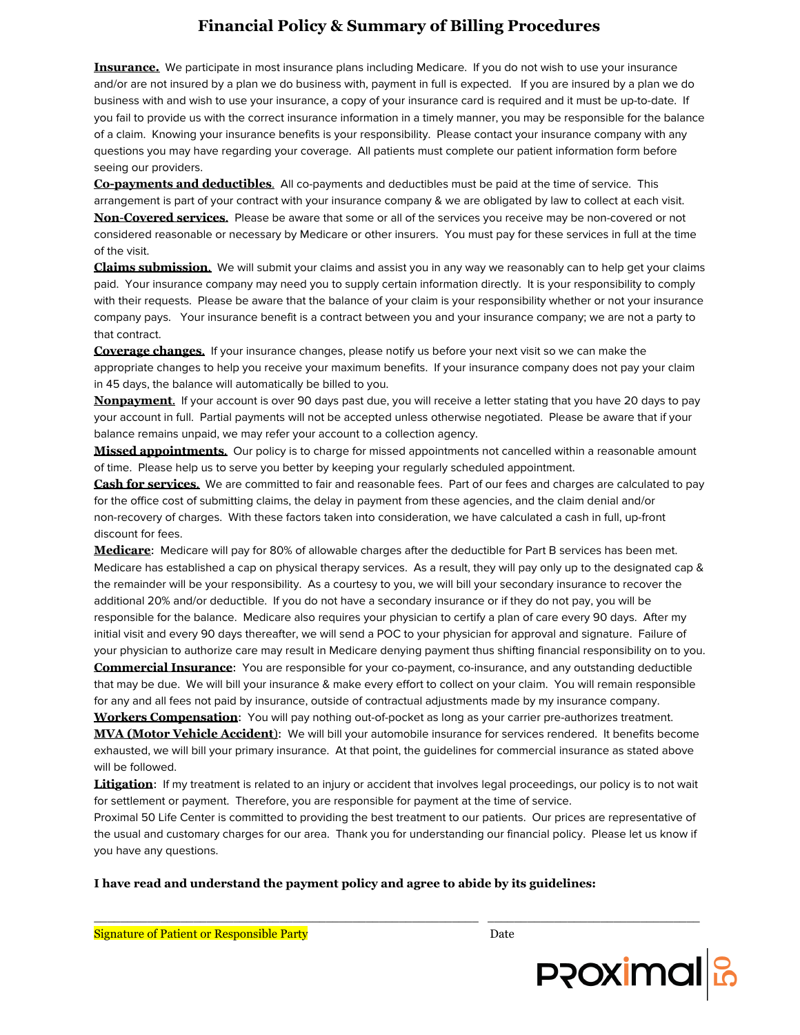# Financial Policy & Summary of Billing Procedures

**Insurance.** We participate in most insurance plans including Medicare. If you do not wish to use your insurance and/or are not insured by a plan we do business with, payment in full is expected. If you are insured by a plan we do business with and wish to use your insurance, a copy of your insurance card is required and it must be up-to-date. If you fail to provide us with the correct insurance information in a timely manner, you may be responsible for the balance of a claim. Knowing your insurance benefits is your responsibility. Please contact your insurance company with any questions you may have regarding your coverage. All patients must complete our patient information form before seeing our providers.

**Co-payments and deductibles**. All co-payments and deductibles must be paid at the time of service. This arrangement is part of your contract with your insurance company & we are obligated by law to collect at each visit.

**Non-Covered services**. Please be aware that some or all of the services you receive may be non-covered or not considered reasonable or necessary by Medicare or other insurers. You must pay for these services in full at the time of the visit.

**Claims submission.** We will submit your claims and assist you in any way we reasonably can to help get your claims paid. Your insurance company may need you to supply certain information directly. It is your responsibility to comply with their requests. Please be aware that the balance of your claim is your responsibility whether or not your insurance company pays. Your insurance benefit is a contract between you and your insurance company; we are not a party to that contract.

**Coverage changes.** If your insurance changes, please notify us before your next visit so we can make the appropriate changes to help you receive your maximum benefits. If your insurance company does not pay your claim in 45 days, the balance will automatically be billed to you.

**Nonpayment**. If your account is over 90 days past due, you will receive a letter stating that you have 20 days to pay your account in full. Partial payments will not be accepted unless otherwise negotiated. Please be aware that if your balance remains unpaid, we may refer your account to a collection agency.

**Missed appointments.** Our policy is to charge for missed appointments not cancelled within a reasonable amount of time. Please help us to serve you better by keeping your regularly scheduled appointment.

**Cash for services.** We are committed to fair and reasonable fees. Part of our fees and charges are calculated to pay for the office cost of submitting claims, the delay in payment from these agencies, and the claim denial and/or non-recovery of charges. With these factors taken into consideration, we have calculated a cash in full, up-front discount for fees.

**Medicare**: Medicare will pay for 80% of allowable charges after the deductible for Part B services has been met. Medicare has established a cap on physical therapy services. As a result, they will pay only up to the designated cap & the remainder will be your responsibility. As a courtesy to you, we will bill your secondary insurance to recover the additional 20% and/or deductible. If you do not have a secondary insurance or if they do not pay, you will be responsible for the balance. Medicare also requires your physician to certify a plan of care every 90 days. After my initial visit and every 90 days thereafter, we will send a POC to your physician for approval and signature. Failure of your physician to authorize care may result in Medicare denying payment thus shifting financial responsibility on to you.

**Commercial Insurance**: You are responsible for your co-payment, co-insurance, and any outstanding deductible that may be due. We will bill your insurance & make every effort to collect on your claim. You will remain responsible for any and all fees not paid by insurance, outside of contractual adjustments made by my insurance company.

**Workers Compensation**: You will pay nothing out-of-pocket as long as your carrier pre-authorizes treatment.

**MVA (Motor Vehicle Accident)**: We will bill your automobile insurance for services rendered. It benefits become exhausted, we will bill your primary insurance. At that point, the guidelines for commercial insurance as stated above will be followed.

**Litigation**: If my treatment is related to an injury or accident that involves legal proceedings, our policy is to not wait for settlement or payment. Therefore, you are responsible for payment at the time of service.

Proximal 50 Life Center is committed to providing the best treatment to our patients. Our prices are representative of the usual and customary charges for our area. Thank you for understanding our financial policy. Please let us know if you have any questions.

**I have read and understand the payment policy and agree to abide by its guidelines:**

\_\_\_\_\_\_\_\_\_\_\_\_\_\_\_\_\_\_\_\_\_\_\_\_\_\_\_\_\_\_\_\_\_\_\_\_\_\_\_\_\_\_\_\_ \_\_\_\_\_\_\_\_\_\_\_\_\_\_\_\_\_\_\_\_\_\_\_\_\_\_

Signature of Patient or Responsible Party Date

Proximal 50